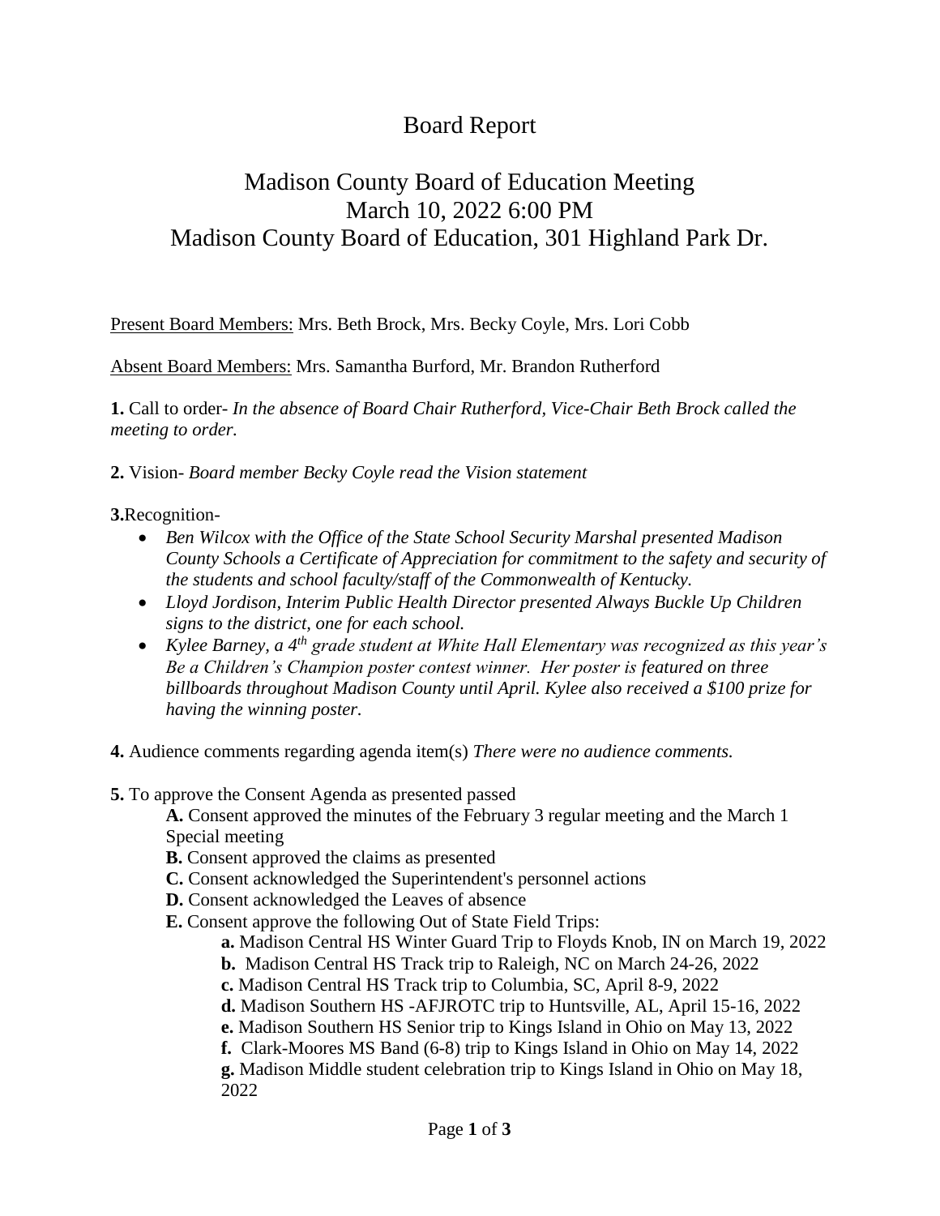# Board Report

## Madison County Board of Education Meeting
## March 10, 2022 6:00 PM
## Madison County Board of Education, 301 Highland Park Dr.

Present Board Members: Mrs. Beth Brock, Mrs. Becky Coyle, Mrs. Lori Cobb

Absent Board Members: Mrs. Samantha Burford, Mr. Brandon Rutherford

**1.** Call to order- *In the absence of Board Chair Rutherford, Vice-Chair Beth Brock called the meeting to order.*

**2.** Vision- *Board member Becky Coyle read the Vision statement*

**3.**Recognition-

- *Ben Wilcox with the Office of the State School Security Marshal presented Madison County Schools a Certificate of Appreciation for commitment to the safety and security of the students and school faculty/staff of the Commonwealth of Kentucky.*
- *Lloyd Jordison, Interim Public Health Director presented Always Buckle Up Children signs to the district, one for each school.*
- *Kylee Barney, a 4th grade student at White Hall Elementary was recognized as this year's Be a Children's Champion poster contest winner. Her poster is featured on three billboards throughout Madison County until April. Kylee also received a $100 prize for having the winning poster.*

**4.** Audience comments regarding agenda item(s) *There were no audience comments.*

**5.** To approve the Consent Agenda as presented passed

- **A.** Consent approved the minutes of the February 3 regular meeting and the March 1 Special meeting
- **B.** Consent approved the claims as presented
- **C.** Consent acknowledged the Superintendent's personnel actions
- **D.** Consent acknowledged the Leaves of absence
- **E.** Consent approve the following Out of State Field Trips:
  - **a.** Madison Central HS Winter Guard Trip to Floyds Knob, IN on March 19, 2022
  - **b.** Madison Central HS Track trip to Raleigh, NC on March 24-26, 2022
  - **c.** Madison Central HS Track trip to Columbia, SC, April 8-9, 2022
  - **d.** Madison Southern HS -AFJROTC trip to Huntsville, AL, April 15-16, 2022
  - **e.** Madison Southern HS Senior trip to Kings Island in Ohio on May 13, 2022
  - **f.** Clark-Moores MS Band (6-8) trip to Kings Island in Ohio on May 14, 2022
  - **g.** Madison Middle student celebration trip to Kings Island in Ohio on May 18, 2022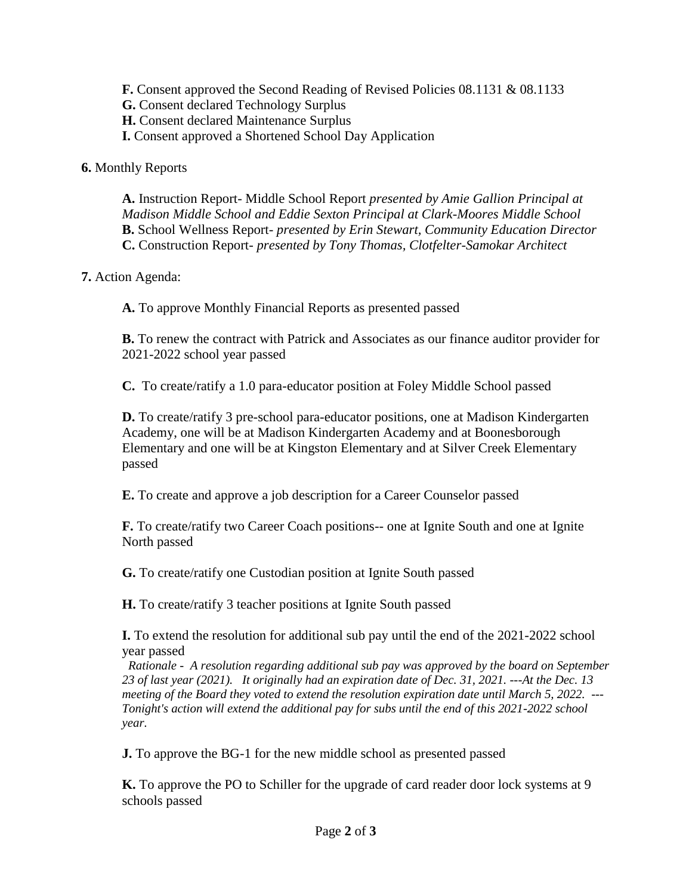**F.** Consent approved the Second Reading of Revised Policies 08.1131 & 08.1133
**G.** Consent declared Technology Surplus
**H.** Consent declared Maintenance Surplus
**I.** Consent approved a Shortened School Day Application

**6.** Monthly Reports

**A.** Instruction Report- Middle School Report *presented by Amie Gallion Principal at Madison Middle School and Eddie Sexton Principal at Clark-Moores Middle School*
**B.** School Wellness Report- *presented by Erin Stewart, Community Education Director*
**C.** Construction Report- *presented by Tony Thomas, Clotfelter-Samokar Architect*

**7.** Action Agenda:

**A.** To approve Monthly Financial Reports as presented passed

**B.** To renew the contract with Patrick and Associates as our finance auditor provider for 2021-2022 school year passed

**C.** To create/ratify a 1.0 para-educator position at Foley Middle School passed

**D.** To create/ratify 3 pre-school para-educator positions, one at Madison Kindergarten Academy, one will be at Madison Kindergarten Academy and at Boonesborough Elementary and one will be at Kingston Elementary and at Silver Creek Elementary passed

**E.** To create and approve a job description for a Career Counselor passed

**F.** To create/ratify two Career Coach positions-- one at Ignite South and one at Ignite North passed

**G.** To create/ratify one Custodian position at Ignite South passed

**H.** To create/ratify 3 teacher positions at Ignite South passed

**I.** To extend the resolution for additional sub pay until the end of the 2021-2022 school year passed
*Rationale - A resolution regarding additional sub pay was approved by the board on September 23 of last year (2021). It originally had an expiration date of Dec. 31, 2021. ---At the Dec. 13 meeting of the Board they voted to extend the resolution expiration date until March 5, 2022. --- Tonight's action will extend the additional pay for subs until the end of this 2021-2022 school year.*

**J.** To approve the BG-1 for the new middle school as presented passed

**K.** To approve the PO to Schiller for the upgrade of card reader door lock systems at 9 schools passed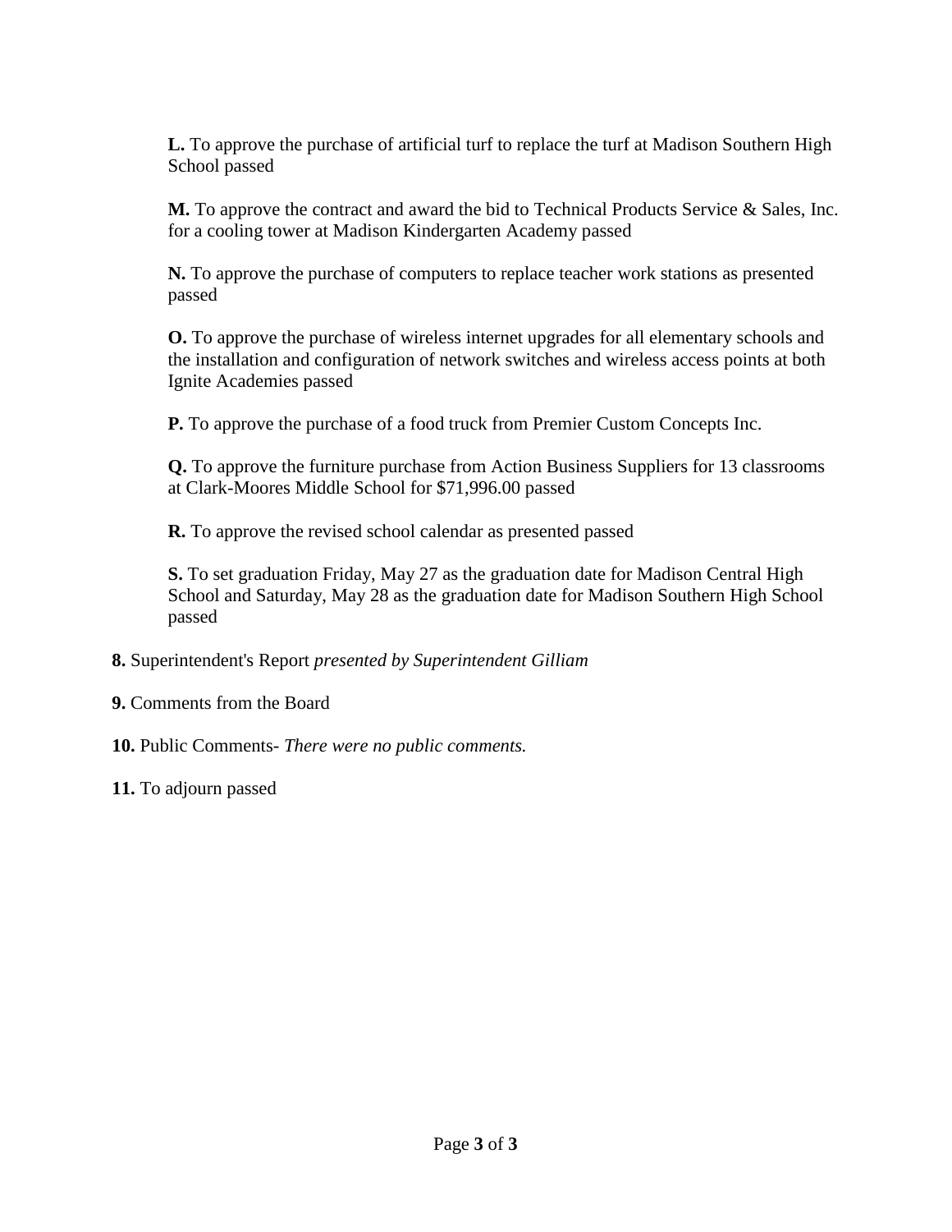**L.** To approve the purchase of artificial turf to replace the turf at Madison Southern High School passed

**M.** To approve the contract and award the bid to Technical Products Service & Sales, Inc. for a cooling tower at Madison Kindergarten Academy passed

**N.** To approve the purchase of computers to replace teacher work stations as presented passed

**O.** To approve the purchase of wireless internet upgrades for all elementary schools and the installation and configuration of network switches and wireless access points at both Ignite Academies passed

**P.** To approve the purchase of a food truck from Premier Custom Concepts Inc.

**Q.** To approve the furniture purchase from Action Business Suppliers for 13 classrooms at Clark-Moores Middle School for $71,996.00 passed

**R.** To approve the revised school calendar as presented passed

**S.** To set graduation Friday, May 27 as the graduation date for Madison Central High School and Saturday, May 28 as the graduation date for Madison Southern High School passed

**8.** Superintendent's Report *presented by Superintendent Gilliam*

**9.** Comments from the Board

**10.** Public Comments- *There were no public comments.*

**11.** To adjourn passed